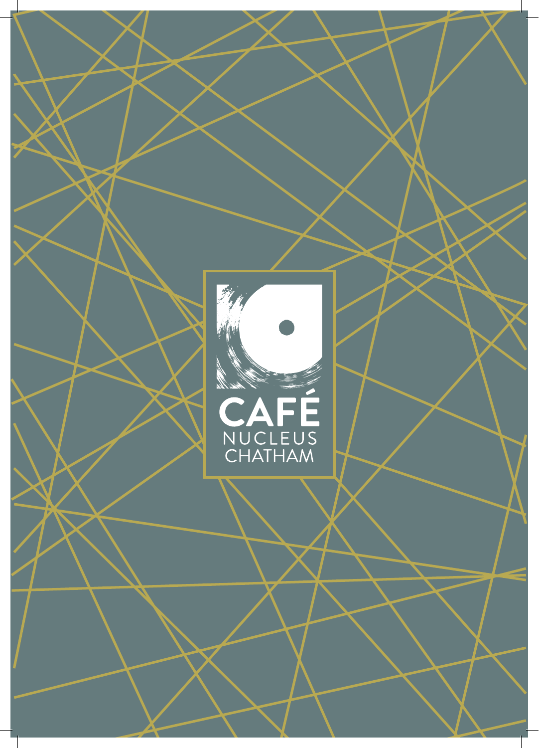# CAFÉ
NUCLEUS
CHATHAM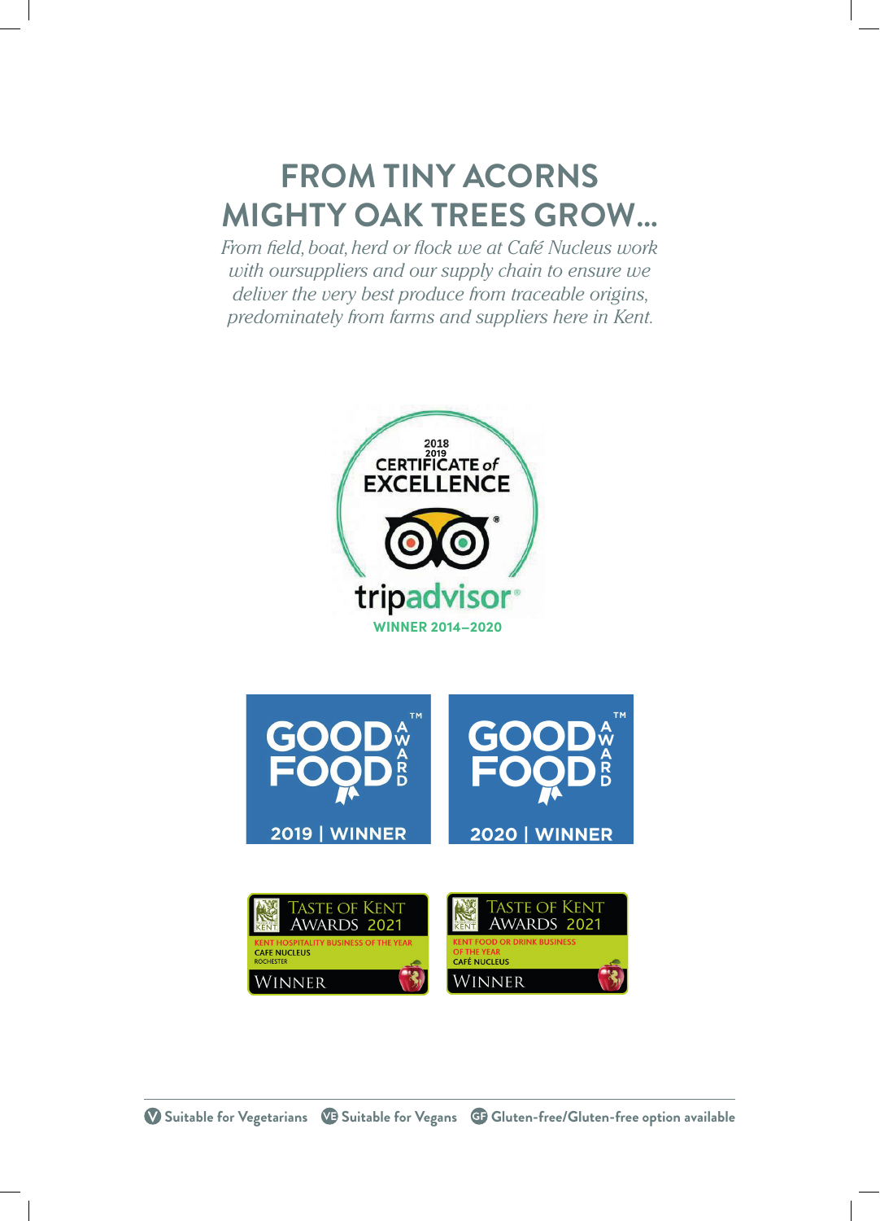# FROM TINY ACORNS MIGHTY OAK TREES GROW...

*From field, boat, herd or flock we at Café Nucleus work with oursuppliers and our supply chain to ensure we deliver the very best produce from traceable origins, predominately from farms and suppliers here in Kent.*

2018
2019
CERTIFICATE of
EXCELLENCE

tripadvisor®

WINNER 2014–2020

GOOD FOOD AWARD™
2019 | WINNER

GOOD FOOD AWARD™
2020 | WINNER

TASTE OF KENT AWARDS 2021
KENT HOSPITALITY BUSINESS OF THE YEAR
CAFE NUCLEUS
ROCHESTER
WINNER

TASTE OF KENT AWARDS 2021
KENT FOOD OR DRINK BUSINESS OF THE YEAR
CAFÉ NUCLEUS
WINNER

---

V Suitable for Vegetarians VE Suitable for Vegans GF Gluten-free/Gluten-free option available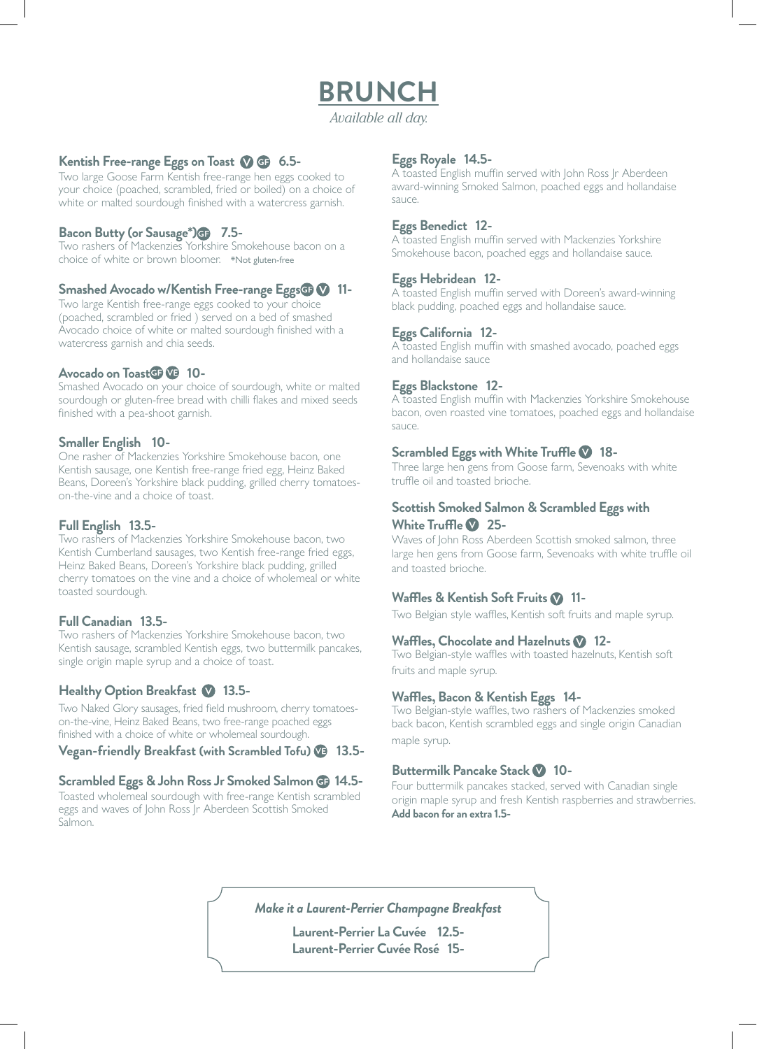# BRUNCH

*Available all day.*

**Kentish Free-range Eggs on Toast** V GF **6.5-**
Two large Goose Farm Kentish free-range hen eggs cooked to your choice (poached, scrambled, fried or boiled) on a choice of white or malted sourdough finished with a watercress garnish.

**Bacon Butty (or Sausage*)** GF **7.5-**
Two rashers of Mackenzies Yorkshire Smokehouse bacon on a choice of white or brown bloomer. *Not gluten-free

**Smashed Avocado w/Kentish Free-range Eggs** GF V **11-**
Two large Kentish free-range eggs cooked to your choice (poached, scrambled or fried ) served on a bed of smashed Avocado choice of white or malted sourdough finished with a watercress garnish and chia seeds.

**Avocado on Toast** GF VE **10-**
Smashed Avocado on your choice of sourdough, white or malted sourdough or gluten-free bread with chilli flakes and mixed seeds finished with a pea-shoot garnish.

**Smaller English 10-**
One rasher of Mackenzies Yorkshire Smokehouse bacon, one Kentish sausage, one Kentish free-range fried egg, Heinz Baked Beans, Doreen's Yorkshire black pudding, grilled cherry tomatoes-on-the-vine and a choice of toast.

**Full English 13.5-**
Two rashers of Mackenzies Yorkshire Smokehouse bacon, two Kentish Cumberland sausages, two Kentish free-range fried eggs, Heinz Baked Beans, Doreen's Yorkshire black pudding, grilled cherry tomatoes on the vine and a choice of wholemeal or white toasted sourdough.

**Full Canadian 13.5-**
Two rashers of Mackenzies Yorkshire Smokehouse bacon, two Kentish sausage, scrambled Kentish eggs, two buttermilk pancakes, single origin maple syrup and a choice of toast.

**Healthy Option Breakfast** V **13.5-**
Two Naked Glory sausages, fried field mushroom, cherry tomatoes-on-the-vine, Heinz Baked Beans, two free-range poached eggs finished with a choice of white or wholemeal sourdough.

**Vegan-friendly Breakfast (with Scrambled Tofu)** VE **13.5-**

**Scrambled Eggs & John Ross Jr Smoked Salmon** GF **14.5-**
Toasted wholemeal sourdough with free-range Kentish scrambled eggs and waves of John Ross Jr Aberdeen Scottish Smoked Salmon.

**Eggs Royale 14.5-**
A toasted English muffin served with John Ross Jr Aberdeen award-winning Smoked Salmon, poached eggs and hollandaise sauce.

**Eggs Benedict 12-**
A toasted English muffin served with Mackenzies Yorkshire Smokehouse bacon, poached eggs and hollandaise sauce.

**Eggs Hebridean 12-**
A toasted English muffin served with Doreen's award-winning black pudding, poached eggs and hollandaise sauce.

**Eggs California 12-**
A toasted English muffin with smashed avocado, poached eggs and hollandaise sauce

**Eggs Blackstone 12-**
A toasted English muffin with Mackenzies Yorkshire Smokehouse bacon, oven roasted vine tomatoes, poached eggs and hollandaise sauce.

**Scrambled Eggs with White Truffle** V **18-**
Three large hen gens from Goose farm, Sevenoaks with white truffle oil and toasted brioche.

**Scottish Smoked Salmon & Scrambled Eggs with White Truffle** V **25-**
Waves of John Ross Aberdeen Scottish smoked salmon, three large hen gens from Goose farm, Sevenoaks with white truffle oil and toasted brioche.

**Waffles & Kentish Soft Fruits** V **11-**
Two Belgian style waffles, Kentish soft fruits and maple syrup.

**Waffles, Chocolate and Hazelnuts** V **12-**
Two Belgian-style waffles with toasted hazelnuts, Kentish soft fruits and maple syrup.

**Waffles, Bacon & Kentish Eggs 14-**
Two Belgian-style waffles, two rashers of Mackenzies smoked back bacon, Kentish scrambled eggs and single origin Canadian maple syrup.

**Buttermilk Pancake Stack** V **10-**
Four buttermilk pancakes stacked, served with Canadian single origin maple syrup and fresh Kentish raspberries and strawberries.
**Add bacon for an extra 1.5-**

*Make it a Laurent-Perrier Champagne Breakfast*

**Laurent-Perrier La Cuvée 12.5-**
**Laurent-Perrier Cuvée Rosé 15-**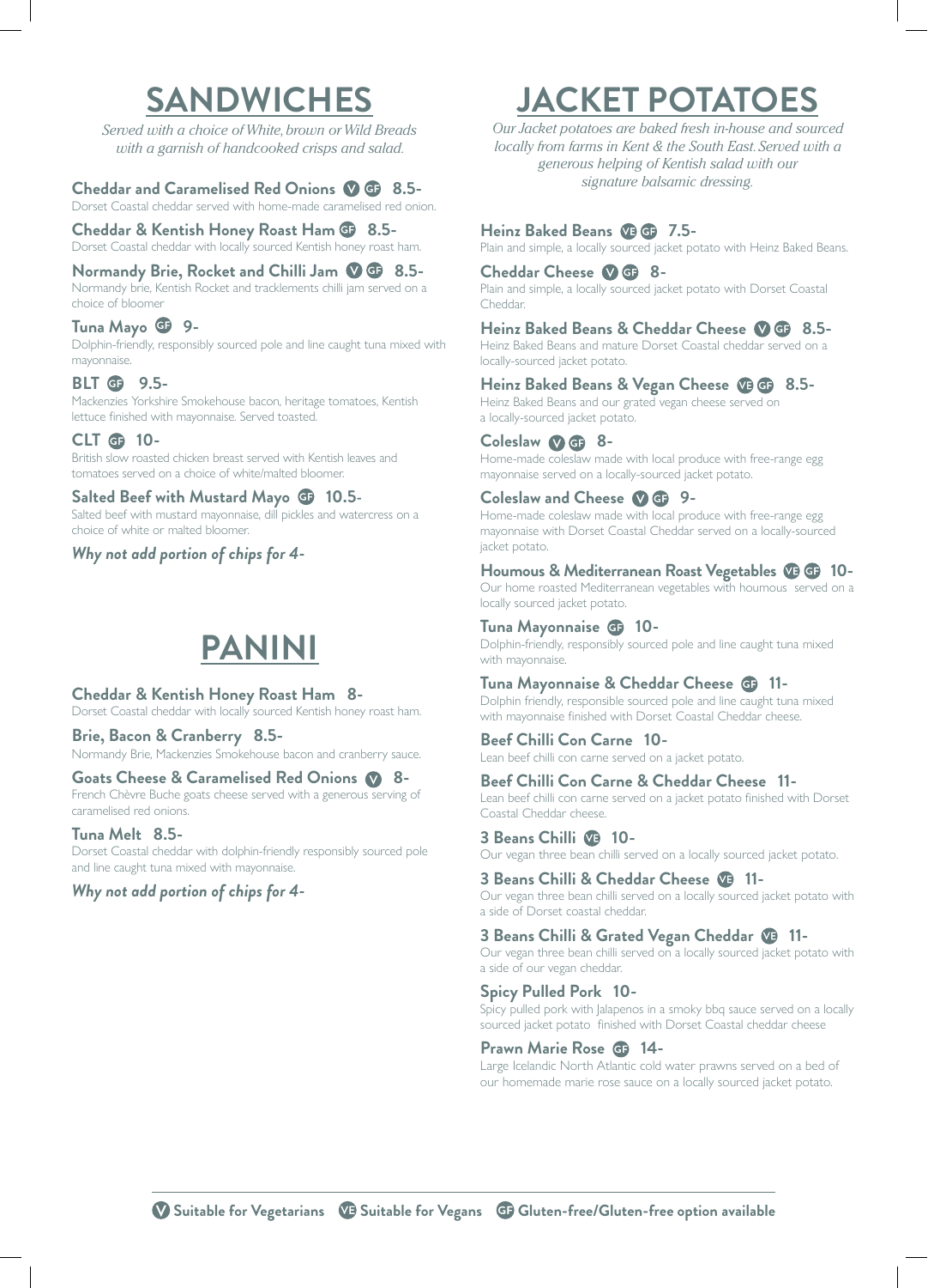# SANDWICHES

*Served with a choice of White, brown or Wild Breads with a garnish of handcooked crisps and salad.*

**Cheddar and Caramelised Red Onions** V GF **8.5-**
Dorset Coastal cheddar served with home-made caramelised red onion.

**Cheddar & Kentish Honey Roast Ham** GF **8.5-**
Dorset Coastal cheddar with locally sourced Kentish honey roast ham.

**Normandy Brie, Rocket and Chilli Jam** V GF **8.5-**
Normandy brie, Kentish Rocket and tracklements chilli jam served on a choice of bloomer

**Tuna Mayo** GF **9-**
Dolphin-friendly, responsibly sourced pole and line caught tuna mixed with mayonnaise.

**BLT** GF **9.5-**
Mackenzies Yorkshire Smokehouse bacon, heritage tomatoes, Kentish lettuce finished with mayonnaise. Served toasted.

**CLT** GF **10-**
British slow roasted chicken breast served with Kentish leaves and tomatoes served on a choice of white/malted bloomer.

**Salted Beef with Mustard Mayo** GF **10.5-**
Salted beef with mustard mayonnaise, dill pickles and watercress on a choice of white or malted bloomer.

*Why not add portion of chips for 4-*

# PANINI

**Cheddar & Kentish Honey Roast Ham 8-**
Dorset Coastal cheddar with locally sourced Kentish honey roast ham.

**Brie, Bacon & Cranberry 8.5-**
Normandy Brie, Mackenzies Smokehouse bacon and cranberry sauce.

**Goats Cheese & Caramelised Red Onions** V **8-**
French Chèvre Buche goats cheese served with a generous serving of caramelised red onions.

**Tuna Melt 8.5-**
Dorset Coastal cheddar with dolphin-friendly responsibly sourced pole and line caught tuna mixed with mayonnaise.

*Why not add portion of chips for 4-*

# JACKET POTATOES

*Our Jacket potatoes are baked fresh in-house and sourced locally from farms in Kent & the South East. Served with a generous helping of Kentish salad with our signature balsamic dressing.*

**Heinz Baked Beans** VE GF **7.5-**
Plain and simple, a locally sourced jacket potato with Heinz Baked Beans.

**Cheddar Cheese** V GF **8-**
Plain and simple, a locally sourced jacket potato with Dorset Coastal Cheddar.

**Heinz Baked Beans & Cheddar Cheese** V GF **8.5-**
Heinz Baked Beans and mature Dorset Coastal cheddar served on a locally-sourced jacket potato.

**Heinz Baked Beans & Vegan Cheese** VE GF **8.5-**
Heinz Baked Beans and our grated vegan cheese served on a locally-sourced jacket potato.

**Coleslaw** V GF **8-**
Home-made coleslaw made with local produce with free-range egg mayonnaise served on a locally-sourced jacket potato.

**Coleslaw and Cheese** V GF **9-**
Home-made coleslaw made with local produce with free-range egg mayonnaise with Dorset Coastal Cheddar served on a locally-sourced jacket potato.

**Houmous & Mediterranean Roast Vegetables** VE GF **10-**
Our home roasted Mediterranean vegetables with houmous served on a locally sourced jacket potato.

**Tuna Mayonnaise** GF **10-**
Dolphin-friendly, responsibly sourced pole and line caught tuna mixed with mayonnaise.

**Tuna Mayonnaise & Cheddar Cheese** GF **11-**
Dolphin friendly, responsible sourced pole and line caught tuna mixed with mayonnaise finished with Dorset Coastal Cheddar cheese.

**Beef Chilli Con Carne 10-**
Lean beef chilli con carne served on a jacket potato.

**Beef Chilli Con Carne & Cheddar Cheese 11-**
Lean beef chilli con carne served on a jacket potato finished with Dorset Coastal Cheddar cheese.

**3 Beans Chilli** VE **10-**
Our vegan three bean chilli served on a locally sourced jacket potato.

**3 Beans Chilli & Cheddar Cheese** VE **11-**
Our vegan three bean chilli served on a locally sourced jacket potato with a side of Dorset coastal cheddar.

**3 Beans Chilli & Grated Vegan Cheddar** VE **11-**
Our vegan three bean chilli served on a locally sourced jacket potato with a side of our vegan cheddar.

**Spicy Pulled Pork 10-**
Spicy pulled pork with Jalapenos in a smoky bbq sauce served on a locally sourced jacket potato finished with Dorset Coastal cheddar cheese

**Prawn Marie Rose** GF **14-**
Large Icelandic North Atlantic cold water prawns served on a bed of our homemade marie rose sauce on a locally sourced jacket potato.

---

V Suitable for Vegetarians  VE Suitable for Vegans  GF Gluten-free/Gluten-free option available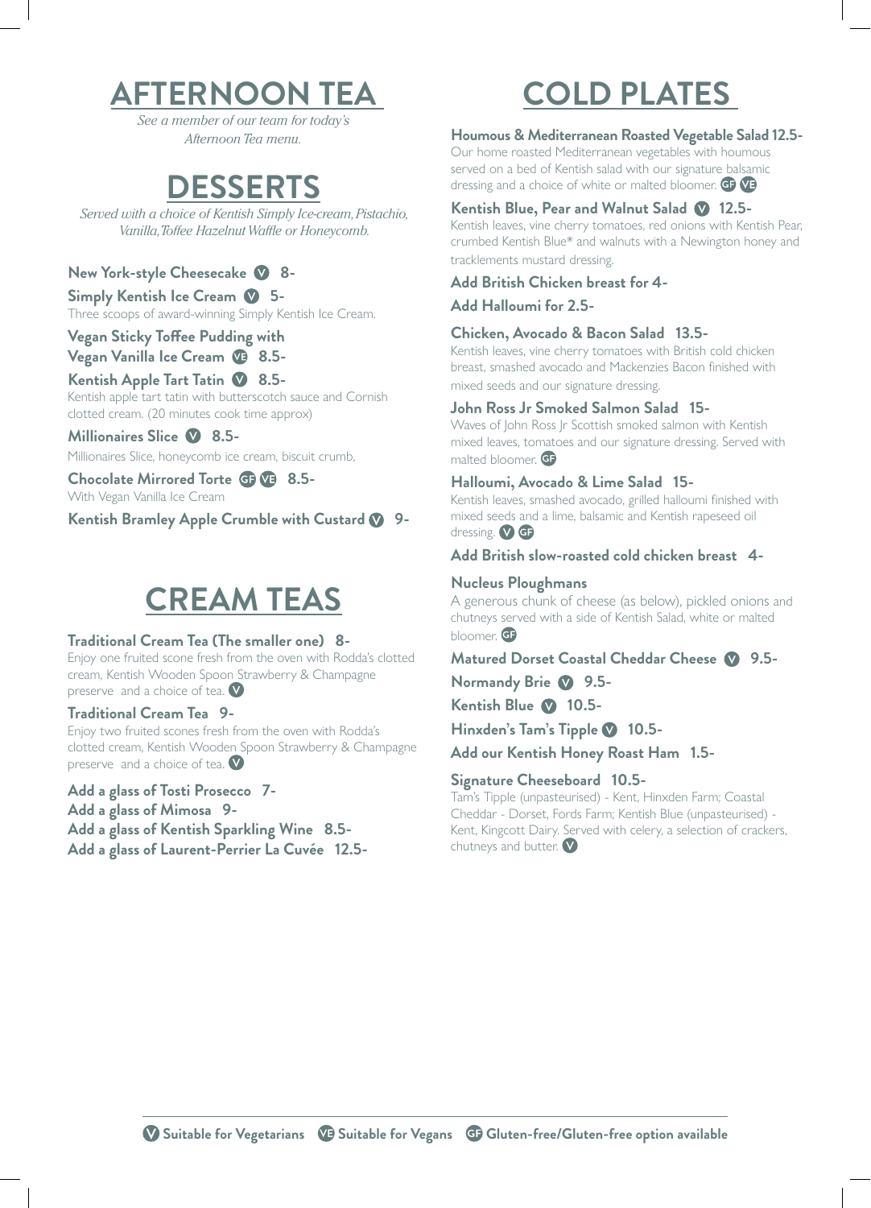# AFTERNOON TEA

*See a member of our team for today's Afternoon Tea menu.*

# DESSERTS

*Served with a choice of Kentish Simply Ice-cream, Pistachio, Vanilla, Toffee Hazelnut Waffle or Honeycomb.*

**New York-style Cheesecake** (V) **8-**

**Simply Kentish Ice Cream** (V) **5-**
Three scoops of award-winning Simply Kentish Ice Cream.

**Vegan Sticky Toffee Pudding with Vegan Vanilla Ice Cream** (VE) **8.5-**

**Kentish Apple Tart Tatin** (V) **8.5-**
Kentish apple tart tatin with butterscotch sauce and Cornish clotted cream. (20 minutes cook time approx)

**Millionaires Slice** (V) **8.5-**
Millionaires Slice, honeycomb ice cream, biscuit crumb,

**Chocolate Mirrored Torte** (GF) (VE) **8.5-**
With Vegan Vanilla Ice Cream

**Kentish Bramley Apple Crumble with Custard** (V) **9-**

# CREAM TEAS

**Traditional Cream Tea (The smaller one) 8-**
Enjoy one fruited scone fresh from the oven with Rodda's clotted cream, Kentish Wooden Spoon Strawberry & Champagne preserve and a choice of tea. (V)

**Traditional Cream Tea 9-**
Enjoy two fruited scones fresh from the oven with Rodda's clotted cream, Kentish Wooden Spoon Strawberry & Champagne preserve and a choice of tea. (V)

**Add a glass of Tosti Prosecco 7-**
**Add a glass of Mimosa 9-**
**Add a glass of Kentish Sparkling Wine 8.5-**
**Add a glass of Laurent-Perrier La Cuvée 12.5-**

# COLD PLATES

**Houmous & Mediterranean Roasted Vegetable Salad 12.5-**
Our home roasted Mediterranean vegetables with houmous served on a bed of Kentish salad with our signature balsamic dressing and a choice of white or malted bloomer. (GF) (VE)

**Kentish Blue, Pear and Walnut Salad** (V) **12.5-**
Kentish leaves, vine cherry tomatoes, red onions with Kentish Pear, crumbed Kentish Blue* and walnuts with a Newington honey and tracklements mustard dressing.

**Add British Chicken breast for 4-**

**Add Halloumi for 2.5-**

**Chicken, Avocado & Bacon Salad 13.5-**
Kentish leaves, vine cherry tomatoes with British cold chicken breast, smashed avocado and Mackenzies Bacon finished with mixed seeds and our signature dressing.

**John Ross Jr Smoked Salmon Salad 15-**
Waves of John Ross Jr Scottish smoked salmon with Kentish mixed leaves, tomatoes and our signature dressing. Served with malted bloomer. (GF)

**Halloumi, Avocado & Lime Salad 15-**
Kentish leaves, smashed avocado, grilled halloumi finished with mixed seeds and a lime, balsamic and Kentish rapeseed oil dressing. (V) (GF)

**Add British slow-roasted cold chicken breast 4-**

**Nucleus Ploughmans**
A generous chunk of cheese (as below), pickled onions and chutneys served with a side of Kentish Salad, white or malted bloomer. (GF)

**Matured Dorset Coastal Cheddar Cheese** (V) **9.5-**

**Normandy Brie** (V) **9.5-**

**Kentish Blue** (V) **10.5-**

**Hinxden's Tam's Tipple** (V) **10.5-**

**Add our Kentish Honey Roast Ham 1.5-**

**Signature Cheeseboard 10.5-**
Tam's Tipple (unpasteurised) - Kent, Hinxden Farm; Coastal Cheddar - Dorset, Fords Farm; Kentish Blue (unpasteurised) - Kent, Kingcott Dairy. Served with celery, a selection of crackers, chutneys and butter. (V)

---

(V) Suitable for Vegetarians (VE) Suitable for Vegans (GF) Gluten-free/Gluten-free option available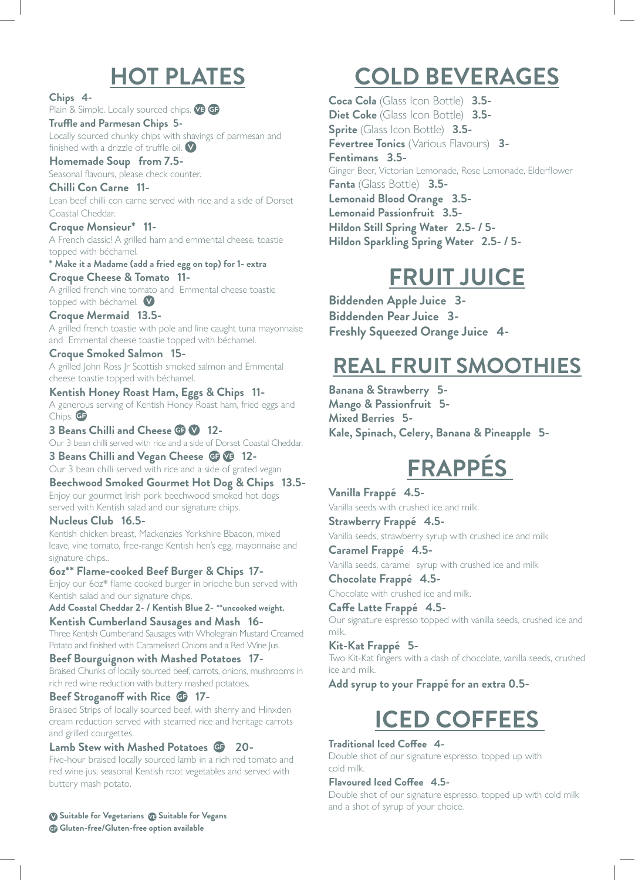# HOT PLATES

**Chips 4-**
Plain & Simple. Locally sourced chips. VE GF

**Truffle and Parmesan Chips 5-**
Locally sourced chunky chips with shavings of parmesan and finished with a drizzle of truffle oil. V

**Homemade Soup from 7.5-**
Seasonal flavours, please check counter.

**Chilli Con Carne 11-**
Lean beef chilli con carne served with rice and a side of Dorset Coastal Cheddar.

**Croque Monsieur* 11-**
A French classic! A grilled ham and emmental cheese. toastie topped with béchamel.

**\* Make it a Madame (add a fried egg on top) for 1- extra**

**Croque Cheese & Tomato 11-**
A grilled french vine tomato and Emmental cheese toastie topped with béchamel. V

**Croque Mermaid 13.5-**
A grilled french toastie with pole and line caught tuna mayonnaise and Emmental cheese toastie topped with béchamel.

**Croque Smoked Salmon 15-**
A grilled John Ross Jr Scottish smoked salmon and Emmental cheese toastie topped with béchamel.

**Kentish Honey Roast Ham, Eggs & Chips 11-**
A generous serving of Kentish Honey Roast ham, fried eggs and Chips. GF

**3 Beans Chilli and Cheese GF V 12-**
Our 3 bean chilli served with rice and a side of Dorset Coastal Cheddar.

**3 Beans Chilli and Vegan Cheese GF VE 12-**
Our 3 bean chilli served with rice and a side of grated vegan

**Beechwood Smoked Gourmet Hot Dog & Chips 13.5-**
Enjoy our gourmet Irish pork beechwood smoked hot dogs served with Kentish salad and our signature chips.

**Nucleus Club 16.5-**
Kentish chicken breast, Mackenzies Yorkshire Bbacon, mixed leave, vine tomato, free-range Kentish hen's egg, mayonnaise and signature chips..

**6oz\*\* Flame-cooked Beef Burger & Chips 17-**
Enjoy our 6oz* flame cooked burger in brioche bun served with Kentish salad and our signature chips.

**Add Coastal Cheddar 2- / Kentish Blue 2- \*\*uncooked weight.**

**Kentish Cumberland Sausages and Mash 16-**
Three Kentish Cumberland Sausages with Wholegrain Mustard Creamed Potato and finished with Caramelised Onions and a Red Wine Jus.

**Beef Bourguignon with Mashed Potatoes 17-**
Braised Chunks of locally sourced beef, carrots, onions, mushrooms in rich red wine reduction with buttery mashed potatoes.

**Beef Stroganoff with Rice GF 17-**
Braised Strips of locally sourced beef, with sherry and Hinxden cream reduction served with steamed rice and heritage carrots and grilled courgettes.

**Lamb Stew with Mashed Potatoes GF 20-**
Five-hour braised locally sourced lamb in a rich red tomato and red wine jus, seasonal Kentish root vegetables and served with buttery mash potato.

**V Suitable for Vegetarians VE Suitable for Vegans**
**GF Gluten-free/Gluten-free option available**

# COLD BEVERAGES

**Coca Cola** (Glass Icon Bottle) **3.5-**
**Diet Coke** (Glass Icon Bottle) **3.5-**
**Sprite** (Glass Icon Bottle) **3.5-**
**Fevertree Tonics** (Various Flavours) **3-**
**Fentimans 3.5-**
Ginger Beer, Victorian Lemonade, Rose Lemonade, Elderflower
**Fanta** (Glass Bottle) **3.5-**
**Lemonaid Blood Orange 3.5-**
**Lemonaid Passionfruit 3.5-**
**Hildon Still Spring Water 2.5- / 5-**
**Hildon Sparkling Spring Water 2.5- / 5-**

# FRUIT JUICE

**Biddenden Apple Juice 3-**
**Biddenden Pear Juice 3-**
**Freshly Squeezed Orange Juice 4-**

# REAL FRUIT SMOOTHIES

**Banana & Strawberry 5-**
**Mango & Passionfruit 5-**
**Mixed Berries 5-**
**Kale, Spinach, Celery, Banana & Pineapple 5-**

# FRAPPÉS

**Vanilla Frappé 4.5-**
Vanilla seeds with crushed ice and milk.

**Strawberry Frappé 4.5-**
Vanilla seeds, strawberry syrup with crushed ice and milk

**Caramel Frappé 4.5-**
Vanilla seeds, caramel syrup with crushed ice and milk

**Chocolate Frappé 4.5-**
Chocolate with crushed ice and milk.

**Caffe Latte Frappé 4.5-**
Our signature espresso topped with vanilla seeds, crushed ice and milk.

**Kit-Kat Frappé 5-**
Two Kit-Kat fingers with a dash of chocolate, vanilla seeds, crushed ice and milk.

**Add syrup to your Frappé for an extra 0.5-**

# ICED COFFEES

**Traditional Iced Coffee 4-**
Double shot of our signature espresso, topped up with cold milk.

**Flavoured Iced Coffee 4.5-**
Double shot of our signature espresso, topped up with cold milk and a shot of syrup of your choice.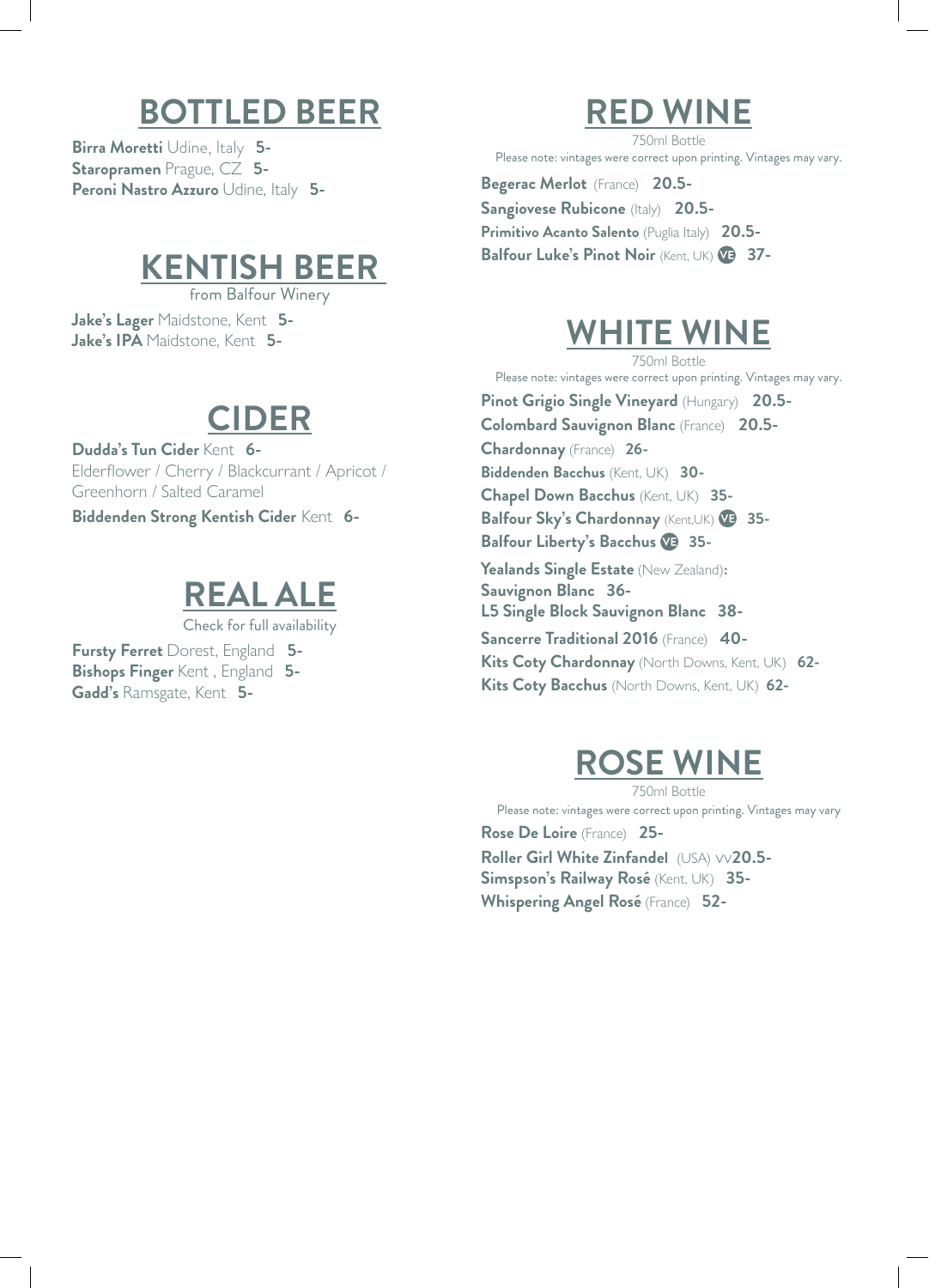# BOTTLED BEER

**Birra Moretti** Udine, Italy **5-**
**Staropramen** Prague, CZ **5-**
**Peroni Nastro Azzuro** Udine, Italy **5-**

# KENTISH BEER

from Balfour Winery

**Jake's Lager** Maidstone, Kent **5-**
**Jake's IPA** Maidstone, Kent **5-**

# CIDER

**Dudda's Tun Cider** Kent **6-**
Elderflower / Cherry / Blackcurrant / Apricot / Greenhorn / Salted Caramel

**Biddenden Strong Kentish Cider** Kent **6-**

# REAL ALE

Check for full availability

**Fursty Ferret** Dorest, England **5-**
**Bishops Finger** Kent , England **5-**
**Gadd's** Ramsgate, Kent **5-**

# RED WINE

750ml Bottle
Please note: vintages were correct upon printing. Vintages may vary.

**Begerac Merlot** (France) **20.5-**
**Sangiovese Rubicone** (Italy) **20.5-**
**Primitivo Acanto Salento** (Puglia Italy) **20.5-**
**Balfour Luke's Pinot Noir** (Kent, UK) VE **37-**

# WHITE WINE

750ml Bottle
Please note: vintages were correct upon printing. Vintages may vary.

**Pinot Grigio Single Vineyard** (Hungary) **20.5-**
**Colombard Sauvignon Blanc** (France) **20.5-**
**Chardonnay** (France) **26-**
**Biddenden Bacchus** (Kent, UK) **30-**
**Chapel Down Bacchus** (Kent, UK) **35-**
**Balfour Sky's Chardonnay** (Kent,UK) VE **35-**
**Balfour Liberty's Bacchus** VE **35-**

**Yealands Single Estate** (New Zealand)**:**
**Sauvignon Blanc** **36-**
**L5 Single Block Sauvignon Blanc** **38-**

**Sancerre Traditional 2016** (France) **40-**
**Kits Coty Chardonnay** (North Downs, Kent, UK) **62-**
**Kits Coty Bacchus** (North Downs, Kent, UK) **62-**

# ROSE WINE

750ml Bottle
Please note: vintages were correct upon printing. Vintages may vary

**Rose De Loire** (France) **25-**
**Roller Girl White Zinfandel** (USA) vv**20.5-**
**Simspson's Railway Rosé** (Kent, UK) **35-**
**Whispering Angel Rosé** (France) **52-**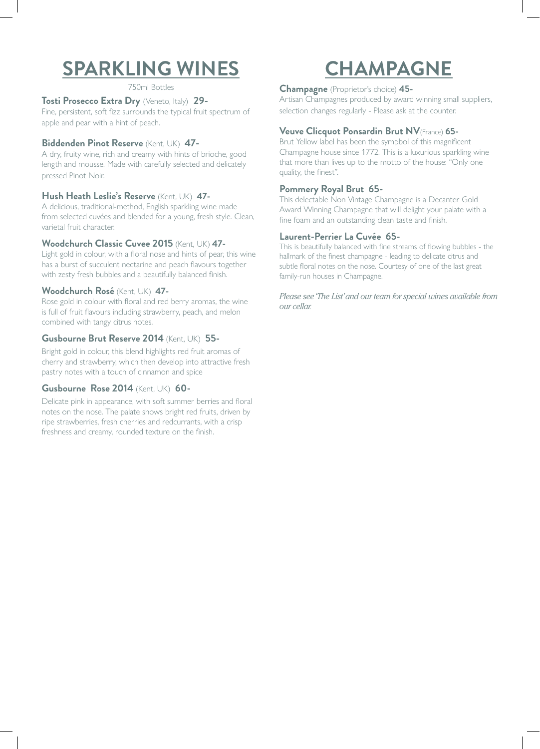# SPARKLING WINES

750ml Bottles

**Tosti Prosecco Extra Dry** (Veneto, Italy) **29-**
Fine, persistent, soft fizz surrounds the typical fruit spectrum of apple and pear with a hint of peach.

**Biddenden Pinot Reserve** (Kent, UK) **47-**
A dry, fruity wine, rich and creamy with hints of brioche, good length and mousse. Made with carefully selected and delicately pressed Pinot Noir.

**Hush Heath Leslie's Reserve** (Kent, UK) **47-**
A delicious, traditional-method, English sparkling wine made from selected cuvées and blended for a young, fresh style. Clean, varietal fruit character.

**Woodchurch Classic Cuvee 2015** (Kent, UK) **47-**
Light gold in colour, with a floral nose and hints of pear, this wine has a burst of succulent nectarine and peach flavours together with zesty fresh bubbles and a beautifully balanced finish.

**Woodchurch Rosé** (Kent, UK) **47-**
Rose gold in colour with floral and red berry aromas, the wine is full of fruit flavours including strawberry, peach, and melon combined with tangy citrus notes.

**Gusbourne Brut Reserve 2014** (Kent, UK) **55-**
Bright gold in colour, this blend highlights red fruit aromas of cherry and strawberry, which then develop into attractive fresh pastry notes with a touch of cinnamon and spice

**Gusbourne Rose 2014** (Kent, UK) **60-**
Delicate pink in appearance, with soft summer berries and floral notes on the nose. The palate shows bright red fruits, driven by ripe strawberries, fresh cherries and redcurrants, with a crisp freshness and creamy, rounded texture on the finish.

# CHAMPAGNE

**Champagne** (Proprietor's choice) **45-**
Artisan Champagnes produced by award winning small suppliers, selection changes regularly - Please ask at the counter.

**Veuve Clicquot Ponsardin Brut NV** (France) **65-**
Brut Yellow label has been the sympbol of this magnificent Champagne house since 1772. This is a luxurious sparkling wine that more than lives up to the motto of the house: "Only one quality, the finest".

**Pommery Royal Brut 65-**
This delectable Non Vintage Champagne is a Decanter Gold Award Winning Champagne that will delight your palate with a fine foam and an outstanding clean taste and finish.

**Laurent-Perrier La Cuvée 65-**
This is beautifully balanced with fine streams of flowing bubbles - the hallmark of the finest champagne - leading to delicate citrus and subtle floral notes on the nose. Courtesy of one of the last great family-run houses in Champagne.

*Please see 'The List' and our team for special wines available from our cellar.*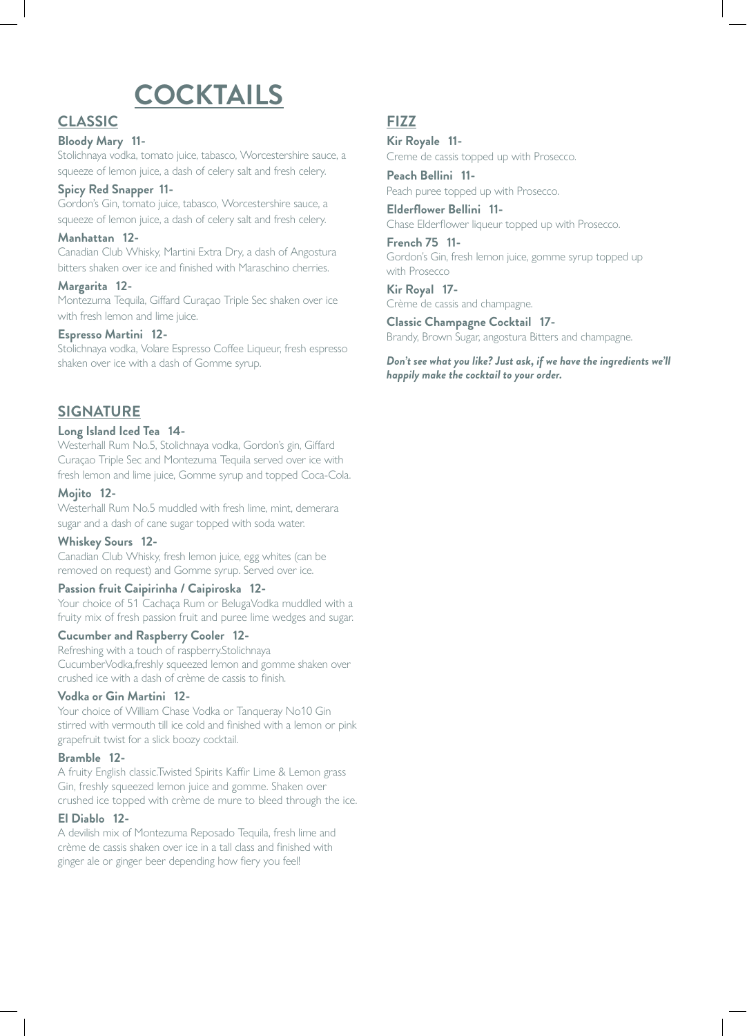# COCKTAILS

## CLASSIC

**Bloody Mary 11-**
Stolichnaya vodka, tomato juice, tabasco, Worcestershire sauce, a squeeze of lemon juice, a dash of celery salt and fresh celery.

**Spicy Red Snapper 11-**
Gordon's Gin, tomato juice, tabasco, Worcestershire sauce, a squeeze of lemon juice, a dash of celery salt and fresh celery.

**Manhattan 12-**
Canadian Club Whisky, Martini Extra Dry, a dash of Angostura bitters shaken over ice and finished with Maraschino cherries.

**Margarita 12-**
Montezuma Tequila, Giffard Curaçao Triple Sec shaken over ice with fresh lemon and lime juice.

**Espresso Martini 12-**
Stolichnaya vodka, Volare Espresso Coffee Liqueur, fresh espresso shaken over ice with a dash of Gomme syrup.

## SIGNATURE

**Long Island Iced Tea 14-**
Westerhall Rum No.5, Stolichnaya vodka, Gordon's gin, Giffard Curaçao Triple Sec and Montezuma Tequila served over ice with fresh lemon and lime juice, Gomme syrup and topped Coca-Cola.

**Mojito 12-**
Westerhall Rum No.5 muddled with fresh lime, mint, demerara sugar and a dash of cane sugar topped with soda water.

**Whiskey Sours 12-**
Canadian Club Whisky, fresh lemon juice, egg whites (can be removed on request) and Gomme syrup. Served over ice.

**Passion fruit Caipirinha / Caipiroska 12-**
Your choice of 51 Cachaça Rum or BelugaVodka muddled with a fruity mix of fresh passion fruit and puree lime wedges and sugar.

**Cucumber and Raspberry Cooler 12-**
Refreshing with a touch of raspberry.Stolichnaya CucumberVodka,freshly squeezed lemon and gomme shaken over crushed ice with a dash of crème de cassis to finish.

**Vodka or Gin Martini 12-**
Your choice of William Chase Vodka or Tanqueray No10 Gin stirred with vermouth till ice cold and finished with a lemon or pink grapefruit twist for a slick boozy cocktail.

**Bramble 12-**
A fruity English classic.Twisted Spirits Kaffir Lime & Lemon grass Gin, freshly squeezed lemon juice and gomme. Shaken over crushed ice topped with crème de mure to bleed through the ice.

**El Diablo 12-**
A devilish mix of Montezuma Reposado Tequila, fresh lime and crème de cassis shaken over ice in a tall class and finished with ginger ale or ginger beer depending how fiery you feel!

## FIZZ

**Kir Royale 11-**
Creme de cassis topped up with Prosecco.

**Peach Bellini 11-**
Peach puree topped up with Prosecco.

**Elderflower Bellini 11-**
Chase Elderflower liqueur topped up with Prosecco.

**French 75 11-**
Gordon's Gin, fresh lemon juice, gomme syrup topped up with Prosecco

**Kir Royal 17-**
Crème de cassis and champagne.

**Classic Champagne Cocktail 17-**
Brandy, Brown Sugar, angostura Bitters and champagne.

***Don't see what you like? Just ask, if we have the ingredients we'll happily make the cocktail to your order.***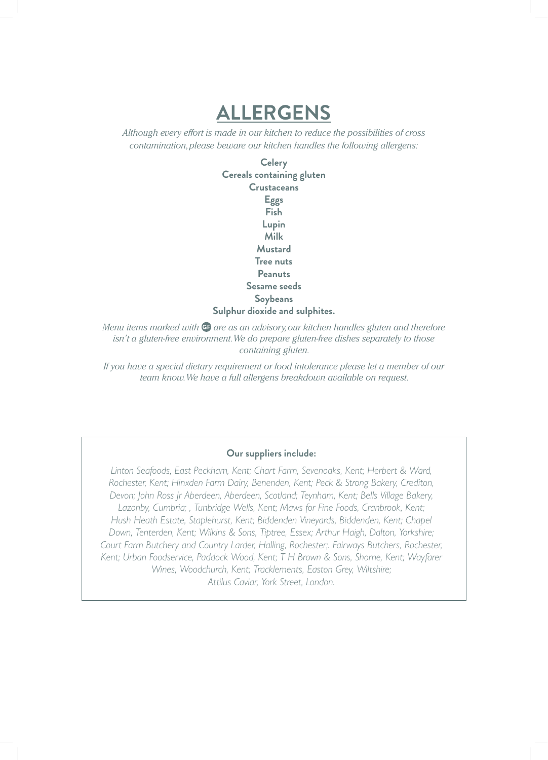# ALLERGENS

*Although every effort is made in our kitchen to reduce the possibilities of cross contamination, please beware our kitchen handles the following allergens:*

**Celery**
**Cereals containing gluten**
**Crustaceans**
**Eggs**
**Fish**
**Lupin**
**Milk**
**Mustard**
**Tree nuts**
**Peanuts**
**Sesame seeds**
**Soybeans**
**Sulphur dioxide and sulphites.**

*Menu items marked with GF are as an advisory, our kitchen handles gluten and therefore isn't a gluten-free environment. We do prepare gluten-free dishes separately to those containing gluten.*

*If you have a special dietary requirement or food intolerance please let a member of our team know. We have a full allergens breakdown available on request.*

**Our suppliers include:**

*Linton Seafoods, East Peckham, Kent; Chart Farm, Sevenoaks, Kent; Herbert & Ward, Rochester, Kent; Hinxden Farm Dairy, Benenden, Kent; Peck & Strong Bakery, Crediton, Devon; John Ross Jr Aberdeen, Aberdeen, Scotland; Teynham, Kent; Bells Village Bakery, Lazonby, Cumbria; , Tunbridge Wells, Kent; Maws for Fine Foods, Cranbrook, Kent; Hush Heath Estate, Staplehurst, Kent; Biddenden Vineyards, Biddenden, Kent; Chapel Down, Tenterden, Kent; Wilkins & Sons, Tiptree, Essex; Arthur Haigh, Dalton, Yorkshire; Court Farm Butchery and Country Larder, Halling, Rochester;. Fairways Butchers, Rochester, Kent; Urban Foodservice, Paddock Wood, Kent; T H Brown & Sons, Shorne, Kent; Wayfarer Wines, Woodchurch, Kent; Tracklements, Easton Grey, Wiltshire; Attilus Caviar, York Street, London.*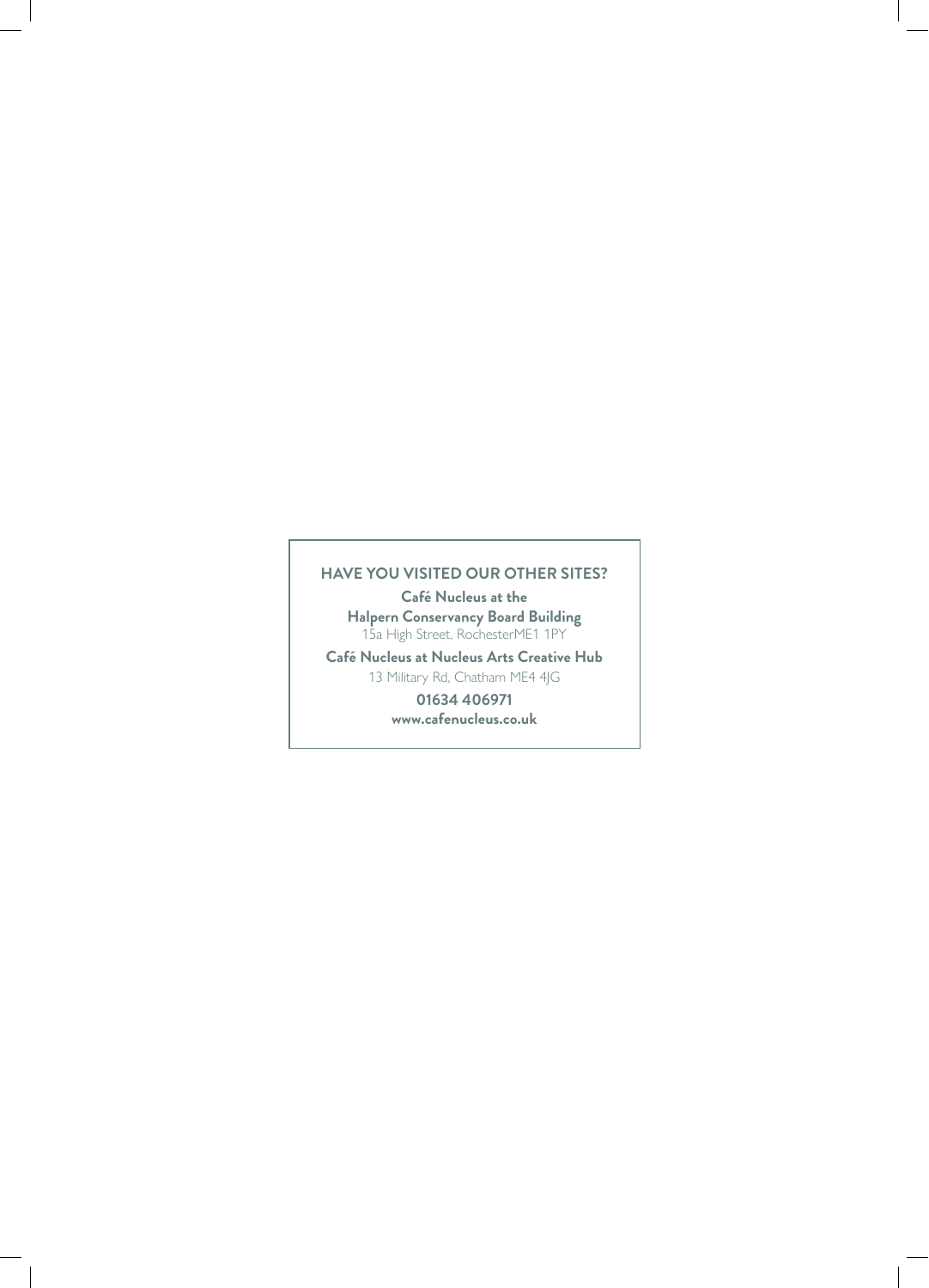## HAVE YOU VISITED OUR OTHER SITES?

**Café Nucleus at the**
**Halpern Conservancy Board Building**
15a High Street, RochesterME1 1PY

**Café Nucleus at Nucleus Arts Creative Hub**
13 Military Rd, Chatham ME4 4JG

**01634 406971**
**www.cafenucleus.co.uk**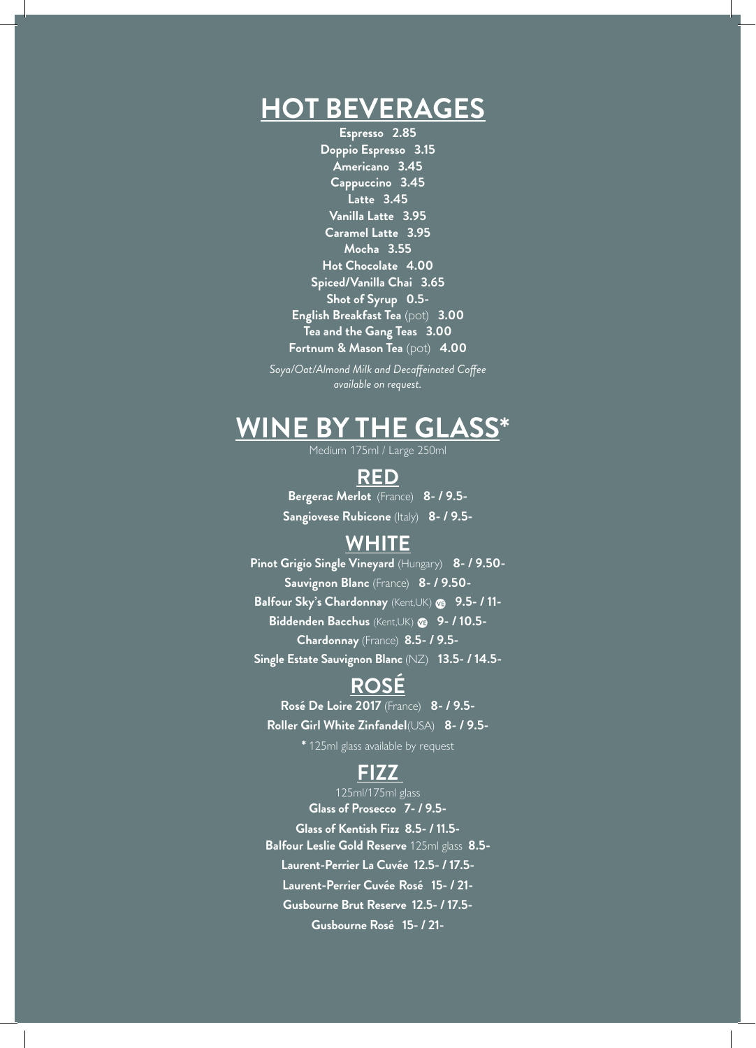# HOT BEVERAGES

**Espresso 2.85**
**Doppio Espresso 3.15**
**Americano 3.45**
**Cappuccino 3.45**
**Latte 3.45**
**Vanilla Latte 3.95**
**Caramel Latte 3.95**
**Mocha 3.55**
**Hot Chocolate 4.00**
**Spiced/Vanilla Chai 3.65**
**Shot of Syrup 0.5-**
**English Breakfast Tea** (pot) **3.00**
**Tea and the Gang Teas 3.00**
**Fortnum & Mason Tea** (pot) **4.00**

*Soya/Oat/Almond Milk and Decaffeinated Coffee available on request.*

# WINE BY THE GLASS*

Medium 175ml / Large 250ml

## RED

**Bergerac Merlot** (France) **8- / 9.5-**
**Sangiovese Rubicone** (Italy) **8- / 9.5-**

## WHITE

**Pinot Grigio Single Vineyard** (Hungary) **8- / 9.50-**
**Sauvignon Blanc** (France) **8- / 9.50-**
**Balfour Sky's Chardonnay** (Kent,UK) VE **9.5- / 11-**
**Biddenden Bacchus** (Kent,UK) VE **9- / 10.5-**
**Chardonnay** (France) **8.5- / 9.5-**
**Single Estate Sauvignon Blanc** (NZ) **13.5- / 14.5-**

## ROSÉ

**Rosé De Loire 2017** (France) **8- / 9.5-**
**Roller Girl White Zinfandel**(USA) **8- / 9.5-**

* 125ml glass available by request

## FIZZ

125ml/175ml glass

**Glass of Prosecco 7- / 9.5-**
**Glass of Kentish Fizz 8.5- / 11.5-**
**Balfour Leslie Gold Reserve** 125ml glass **8.5-**
**Laurent-Perrier La Cuvée 12.5- / 17.5-**
**Laurent-Perrier Cuvée Rosé 15- / 21-**
**Gusbourne Brut Reserve 12.5- / 17.5-**
**Gusbourne Rosé 15- / 21-**